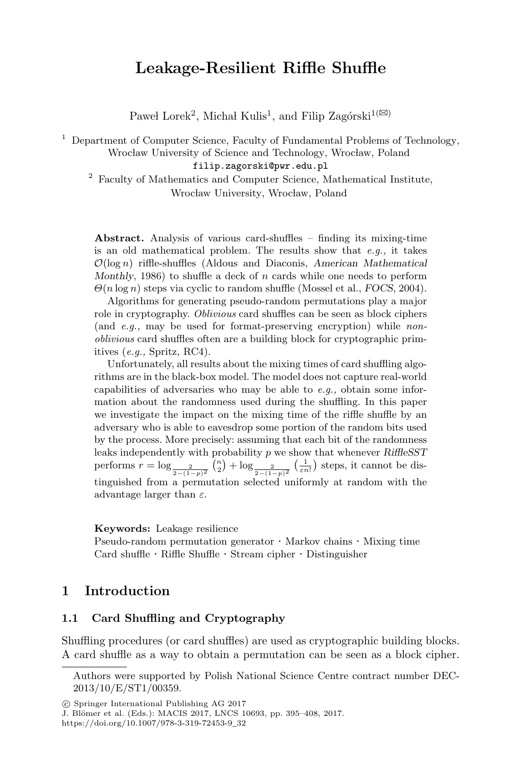# Leakage-Resilient Riffle Shuffle

Paweł Lorek[2], Michał Kulis[1], and Filip Zagórski[1](✉)

[1] Department of Computer Science, Faculty of Fundamental Problems of Technology, Wrocław University of Science and Technology, Wrocław, Poland
filip.zagorski@pwr.edu.pl

[2] Faculty of Mathematics and Computer Science, Mathematical Institute, Wrocław University, Wrocław, Poland

**Abstract.** Analysis of various card-shuffles – finding its mixing-time is an old mathematical problem. The results show that *e.g.,* it takes $\mathcal{O}(\log n)$ riffle-shuffles (Aldous and Diaconis, *American Mathematical Monthly*, 1986) to shuffle a deck of $n$ cards while one needs to perform $\Theta(n \log n)$ steps via cyclic to random shuffle (Mossel et al., *FOCS*, 2004).

Algorithms for generating pseudo-random permutations play a major role in cryptography. *Oblivious* card shuffles can be seen as block ciphers (and *e.g.,* may be used for format-preserving encryption) while *non-oblivious* card shuffles often are a building block for cryptographic primitives (*e.g.,* Spritz, RC4).

Unfortunately, all results about the mixing times of card shuffling algorithms are in the black-box model. The model does not capture real-world capabilities of adversaries who may be able to *e.g.,* obtain some information about the randomness used during the shuffling. In this paper we investigate the impact on the mixing time of the riffle shuffle by an adversary who is able to eavesdrop some portion of the random bits used by the process. More precisely: assuming that each bit of the randomness leaks independently with probability $p$ we show that whenever *RiffleSST* performs $r = \log_{\frac{2}{2-(1-p)^2}} \binom{n}{2} + \log_{\frac{2}{2-(1-p)^2}} \left(\frac{1}{\varepsilon n!}\right)$ steps, it cannot be distinguished from a permutation selected uniformly at random with the advantage larger than $\varepsilon$.

**Keywords:** Leakage resilience
Pseudo-random permutation generator · Markov chains · Mixing time
Card shuffle · Riffle Shuffle · Stream cipher · Distinguisher

## 1 Introduction

### 1.1 Card Shuffling and Cryptography

Shuffling procedures (or card shuffles) are used as cryptographic building blocks. A card shuffle as a way to obtain a permutation can be seen as a block cipher.

---

Authors were supported by Polish National Science Centre contract number DEC-2013/10/E/ST1/00359.

© Springer International Publishing AG 2017
J. Blömer et al. (Eds.): MACIS 2017, LNCS 10693, pp. 395–408, 2017.
https://doi.org/10.1007/978-3-319-72453-9_32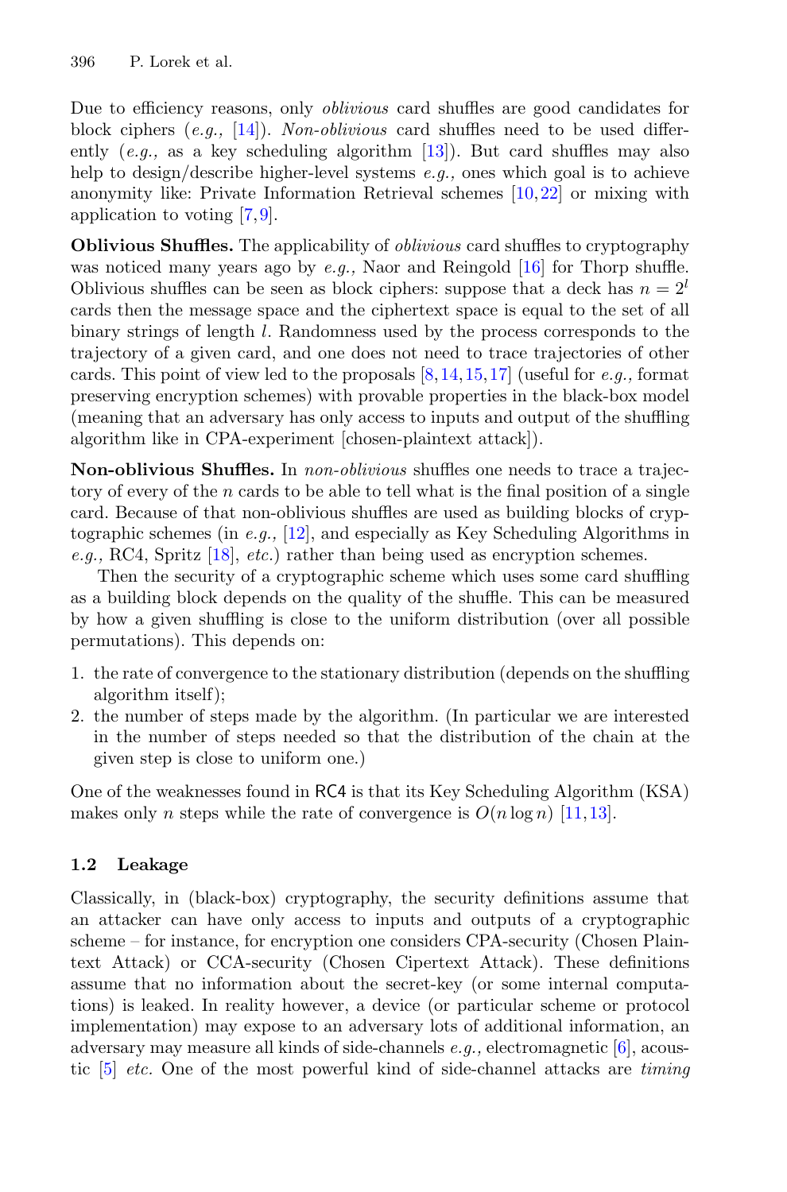Due to efficiency reasons, only *oblivious* card shuffles are good candidates for block ciphers (*e.g.,* [14]). *Non-oblivious* card shuffles need to be used differently (*e.g.,* as a key scheduling algorithm [13]). But card shuffles may also help to design/describe higher-level systems *e.g.,* ones which goal is to achieve anonymity like: Private Information Retrieval schemes [10,22] or mixing with application to voting [7,9].

**Oblivious Shuffles.** The applicability of *oblivious* card shuffles to cryptography was noticed many years ago by *e.g.,* Naor and Reingold [16] for Thorp shuffle. Oblivious shuffles can be seen as block ciphers: suppose that a deck has $n = 2^l$ cards then the message space and the ciphertext space is equal to the set of all binary strings of length $l$. Randomness used by the process corresponds to the trajectory of a given card, and one does not need to trace trajectories of other cards. This point of view led to the proposals [8,14,15,17] (useful for *e.g.,* format preserving encryption schemes) with provable properties in the black-box model (meaning that an adversary has only access to inputs and output of the shuffling algorithm like in CPA-experiment [chosen-plaintext attack]).

**Non-oblivious Shuffles.** In *non-oblivious* shuffles one needs to trace a trajectory of every of the $n$ cards to be able to tell what is the final position of a single card. Because of that non-oblivious shuffles are used as building blocks of cryptographic schemes (in *e.g.,* [12], and especially as Key Scheduling Algorithms in *e.g.,* RC4, Spritz [18], *etc.*) rather than being used as encryption schemes.

Then the security of a cryptographic scheme which uses some card shuffling as a building block depends on the quality of the shuffle. This can be measured by how a given shuffling is close to the uniform distribution (over all possible permutations). This depends on:

1. the rate of convergence to the stationary distribution (depends on the shuffling algorithm itself);
2. the number of steps made by the algorithm. (In particular we are interested in the number of steps needed so that the distribution of the chain at the given step is close to uniform one.)

One of the weaknesses found in RC4 is that its Key Scheduling Algorithm (KSA) makes only $n$ steps while the rate of convergence is $O(n \log n)$ [11,13].

### 1.2 Leakage

Classically, in (black-box) cryptography, the security definitions assume that an attacker can have only access to inputs and outputs of a cryptographic scheme – for instance, for encryption one considers CPA-security (Chosen Plaintext Attack) or CCA-security (Chosen Cipertext Attack). These definitions assume that no information about the secret-key (or some internal computations) is leaked. In reality however, a device (or particular scheme or protocol implementation) may expose to an adversary lots of additional information, an adversary may measure all kinds of side-channels *e.g.,* electromagnetic [6], acoustic [5] *etc.* One of the most powerful kind of side-channel attacks are *timing*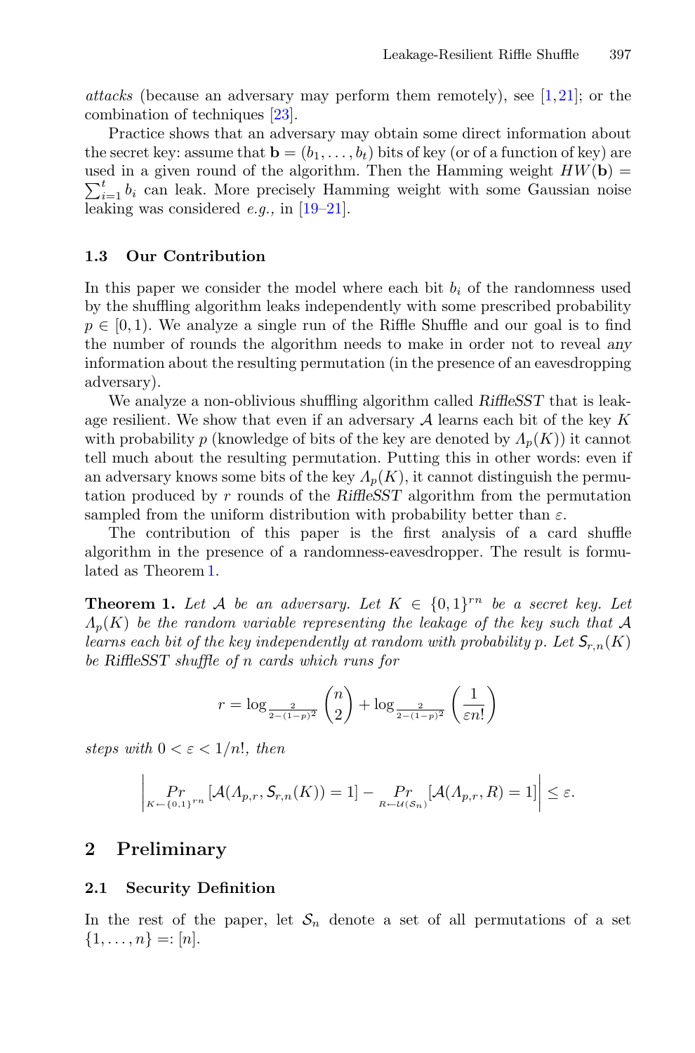*attacks* (because an adversary may perform them remotely), see [1,21]; or the combination of techniques [23].

Practice shows that an adversary may obtain some direct information about the secret key: assume that $\mathbf{b} = (b_1, \ldots, b_t)$ bits of key (or of a function of key) are used in a given round of the algorithm. Then the Hamming weight $HW(\mathbf{b}) = \sum_{i=1}^{t} b_i$ can leak. More precisely Hamming weight with some Gaussian noise leaking was considered *e.g.,* in [19–21].

### 1.3 Our Contribution

In this paper we consider the model where each bit $b_i$ of the randomness used by the shuffling algorithm leaks independently with some prescribed probability $p \in [0, 1)$. We analyze a single run of the Riffle Shuffle and our goal is to find the number of rounds the algorithm needs to make in order not to reveal *any* information about the resulting permutation (in the presence of an eavesdropping adversary).

We analyze a non-oblivious shuffling algorithm called *RiffleSST* that is leakage resilient. We show that even if an adversary $\mathcal{A}$ learns each bit of the key $K$ with probability $p$ (knowledge of bits of the key are denoted by $\Lambda_p(K)$) it cannot tell much about the resulting permutation. Putting this in other words: even if an adversary knows some bits of the key $\Lambda_p(K)$, it cannot distinguish the permutation produced by $r$ rounds of the *RiffleSST* algorithm from the permutation sampled from the uniform distribution with probability better than $\varepsilon$.

The contribution of this paper is the first analysis of a card shuffle algorithm in the presence of a randomness-eavesdropper. The result is formulated as Theorem 1.

**Theorem 1.** *Let $\mathcal{A}$ be an adversary. Let $K \in \{0,1\}^{rn}$ be a secret key. Let $\Lambda_p(K)$ be the random variable representing the leakage of the key such that $\mathcal{A}$ learns each bit of the key independently at random with probability $p$. Let $\mathcal{S}_{r,n}(K)$ be RiffleSST shuffle of $n$ cards which runs for*

$$r = \log_{\frac{2}{2-(1-p)^2}} \binom{n}{2} + \log_{\frac{2}{2-(1-p)^2}} \left(\frac{1}{\varepsilon n!}\right)$$

*steps with $0 < \varepsilon < 1/n!$, then*

$$\left| \Pr_{K \leftarrow \{0,1\}^{rn}} [\mathcal{A}(\Lambda_{p,r}, \mathcal{S}_{r,n}(K)) = 1] - \Pr_{R \leftarrow \mathcal{U}(\mathcal{S}_n)} [\mathcal{A}(\Lambda_{p,r}, R) = 1] \right| \leq \varepsilon.$$

## 2 Preliminary

### 2.1 Security Definition

In the rest of the paper, let $\mathcal{S}_n$ denote a set of all permutations of a set $\{1, \ldots, n\} =: [n]$.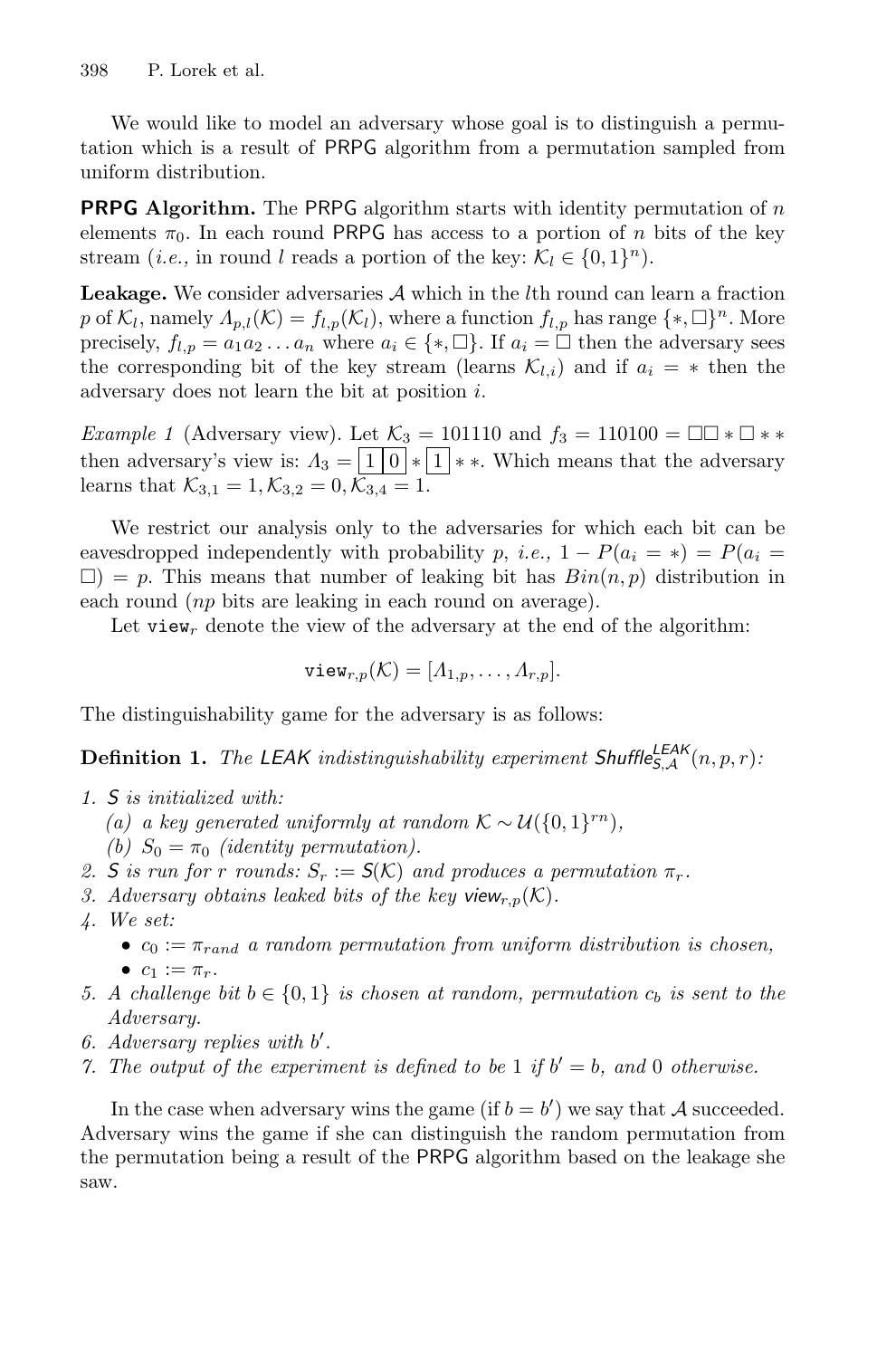We would like to model an adversary whose goal is to distinguish a permutation which is a result of PRPG algorithm from a permutation sampled from uniform distribution.

**PRPG Algorithm.** The PRPG algorithm starts with identity permutation of $n$ elements $\pi_0$. In each round PRPG has access to a portion of $n$ bits of the key stream (*i.e.,* in round $l$ reads a portion of the key: $\mathcal{K}_l \in \{0,1\}^n$).

**Leakage.** We consider adversaries $\mathcal{A}$ which in the $l$th round can learn a fraction $p$ of $\mathcal{K}_l$, namely $\Lambda_{p,l}(\mathcal{K}) = f_{l,p}(\mathcal{K}_l)$, where a function $f_{l,p}$ has range $\{*, \square\}^n$. More precisely, $f_{l,p} = a_1 a_2 \dots a_n$ where $a_i \in \{*, \square\}$. If $a_i = \square$ then the adversary sees the corresponding bit of the key stream (learns $\mathcal{K}_{l,i}$) and if $a_i = *$ then the adversary does not learn the bit at position $i$.

*Example 1* (Adversary view). Let $\mathcal{K}_3 = 101110$ and $f_3 = 110100 = \square\square * \square * *$ then adversary's view is: $\Lambda_3 = \boxed{1}\boxed{0} * \boxed{1} * *$. Which means that the adversary learns that $\mathcal{K}_{3,1} = 1, \mathcal{K}_{3,2} = 0, \mathcal{K}_{3,4} = 1$.

We restrict our analysis only to the adversaries for which each bit can be eavesdropped independently with probability $p$, *i.e.,* $1 - P(a_i = *) = P(a_i = \square) = p$. This means that number of leaking bit has $Bin(n, p)$ distribution in each round ($np$ bits are leaking in each round on average).

Let $\texttt{view}_r$ denote the view of the adversary at the end of the algorithm:

$$\texttt{view}_{r,p}(\mathcal{K}) = [\Lambda_{1,p}, \dots, \Lambda_{r,p}].$$

The distinguishability game for the adversary is as follows:

**Definition 1.** *The LEAK indistinguishability experiment* $\mathsf{Shuffle}^{\mathsf{LEAK}}_{\mathsf{S},\mathcal{A}}(n, p, r)$*:*

1. *S is initialized with:*
   *(a) a key generated uniformly at random* $\mathcal{K} \sim \mathcal{U}(\{0,1\}^{rn})$*,*
   *(b)* $S_0 = \pi_0$ *(identity permutation).*
2. *S is run for $r$ rounds:* $S_r := \mathsf{S}(\mathcal{K})$ *and produces a permutation* $\pi_r$*.*
3. *Adversary obtains leaked bits of the key* $\mathsf{view}_{r,p}(\mathcal{K})$*.*
4. *We set:*
   - $c_0 := \pi_{rand}$ *a random permutation from uniform distribution is chosen,*
   - $c_1 := \pi_r$*.*
5. *A challenge bit* $b \in \{0, 1\}$ *is chosen at random, permutation* $c_b$ *is sent to the Adversary.*
6. *Adversary replies with* $b'$*.*
7. *The output of the experiment is defined to be 1 if* $b' = b$*, and 0 otherwise.*

In the case when adversary wins the game (if $b = b'$) we say that $\mathcal{A}$ succeeded. Adversary wins the game if she can distinguish the random permutation from the permutation being a result of the PRPG algorithm based on the leakage she saw.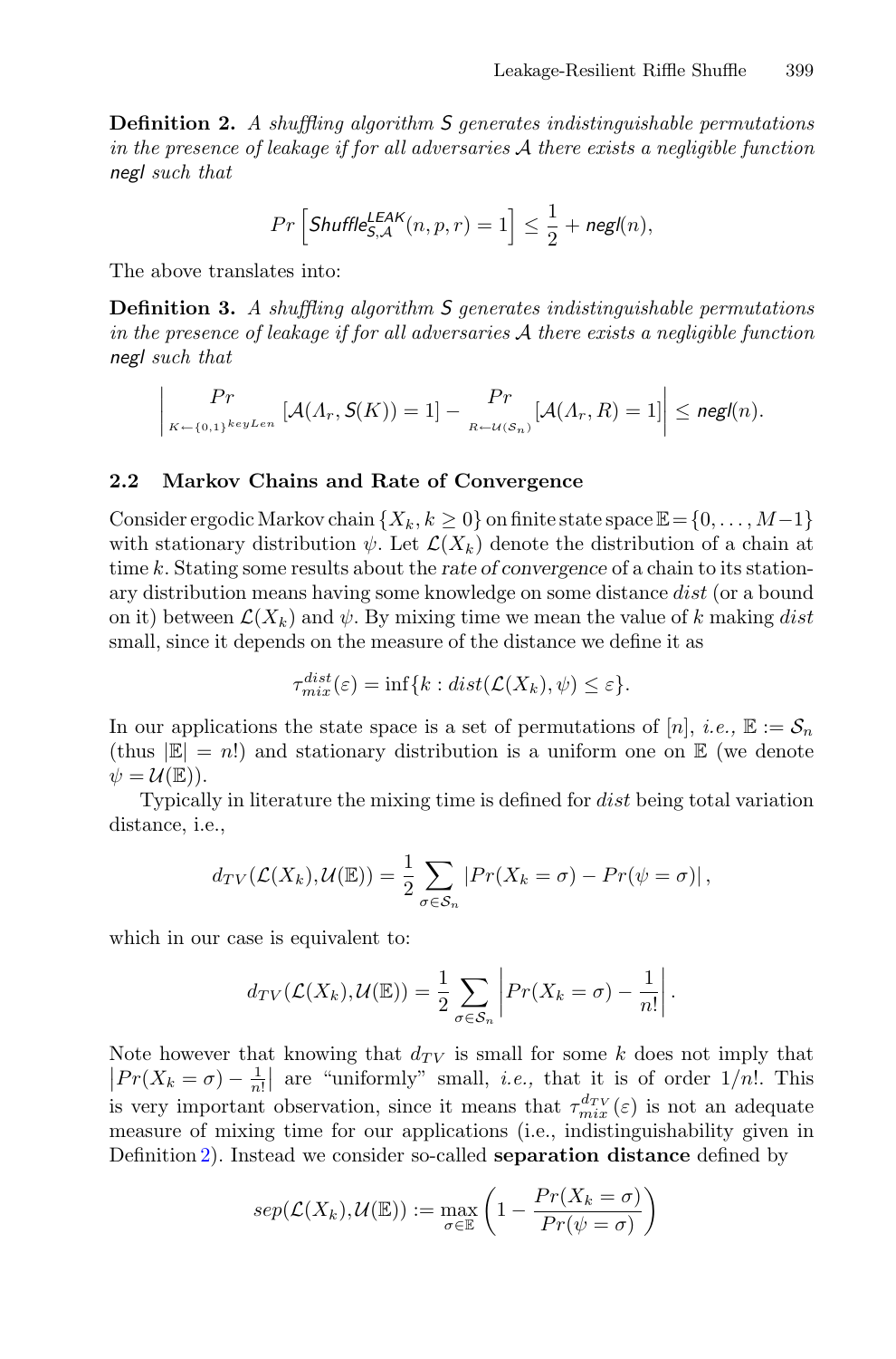**Definition 2.** *A shuffling algorithm* $\mathsf{S}$ *generates indistinguishable permutations in the presence of leakage if for all adversaries* $\mathcal{A}$ *there exists a negligible function* $\mathsf{negl}$ *such that*

$$Pr\left[\mathsf{Shuffle}_{\mathsf{S},\mathcal{A}}^{\mathsf{LEAK}}(n,p,r)=1\right] \leq \frac{1}{2} + \mathsf{negl}(n),$$

The above translates into:

**Definition 3.** *A shuffling algorithm* $\mathsf{S}$ *generates indistinguishable permutations in the presence of leakage if for all adversaries* $\mathcal{A}$ *there exists a negligible function* $\mathsf{negl}$ *such that*

$$\left| \underset{K \leftarrow \{0,1\}^{keyLen}}{Pr} [\mathcal{A}(\Lambda_r, \mathsf{S}(K)) = 1] - \underset{R \leftarrow \mathcal{U}(\mathcal{S}_n)}{Pr} [\mathcal{A}(\Lambda_r, R) = 1] \right| \leq \mathsf{negl}(n).$$

### 2.2 Markov Chains and Rate of Convergence

Consider ergodic Markov chain $\{X_k, k \geq 0\}$ on finite state space $\mathbb{E} = \{0, \ldots, M-1\}$ with stationary distribution $\psi$. Let $\mathcal{L}(X_k)$ denote the distribution of a chain at time $k$. Stating some results about the *rate of convergence* of a chain to its stationary distribution means having some knowledge on some distance $dist$ (or a bound on it) between $\mathcal{L}(X_k)$ and $\psi$. By mixing time we mean the value of $k$ making $dist$ small, since it depends on the measure of the distance we define it as

$$\tau_{mix}^{dist}(\varepsilon) = \inf\{k : dist(\mathcal{L}(X_k), \psi) \leq \varepsilon\}.$$

In our applications the state space is a set of permutations of $[n]$, *i.e.,* $\mathbb{E} := \mathcal{S}_n$ (thus $|\mathbb{E}| = n!$) and stationary distribution is a uniform one on $\mathbb{E}$ (we denote $\psi = \mathcal{U}(\mathbb{E})$).

Typically in literature the mixing time is defined for $dist$ being total variation distance, i.e.,

$$d_{TV}(\mathcal{L}(X_k), \mathcal{U}(\mathbb{E})) = \frac{1}{2} \sum_{\sigma \in \mathcal{S}_n} |Pr(X_k = \sigma) - Pr(\psi = \sigma)|,$$

which in our case is equivalent to:

$$d_{TV}(\mathcal{L}(X_k), \mathcal{U}(\mathbb{E})) = \frac{1}{2} \sum_{\sigma \in \mathcal{S}_n} \left| Pr(X_k = \sigma) - \frac{1}{n!} \right|.$$

Note however that knowing that $d_{TV}$ is small for some $k$ does not imply that $\left|Pr(X_k = \sigma) - \frac{1}{n!}\right|$ are "uniformly" small, *i.e.,* that it is of order $1/n!$. This is very important observation, since it means that $\tau_{mix}^{d_{TV}}(\varepsilon)$ is not an adequate measure of mixing time for our applications (i.e., indistinguishability given in Definition 2). Instead we consider so-called **separation distance** defined by

$$sep(\mathcal{L}(X_k), \mathcal{U}(\mathbb{E})) := \max_{\sigma \in \mathbb{E}} \left(1 - \frac{Pr(X_k = \sigma)}{Pr(\psi = \sigma)}\right)$$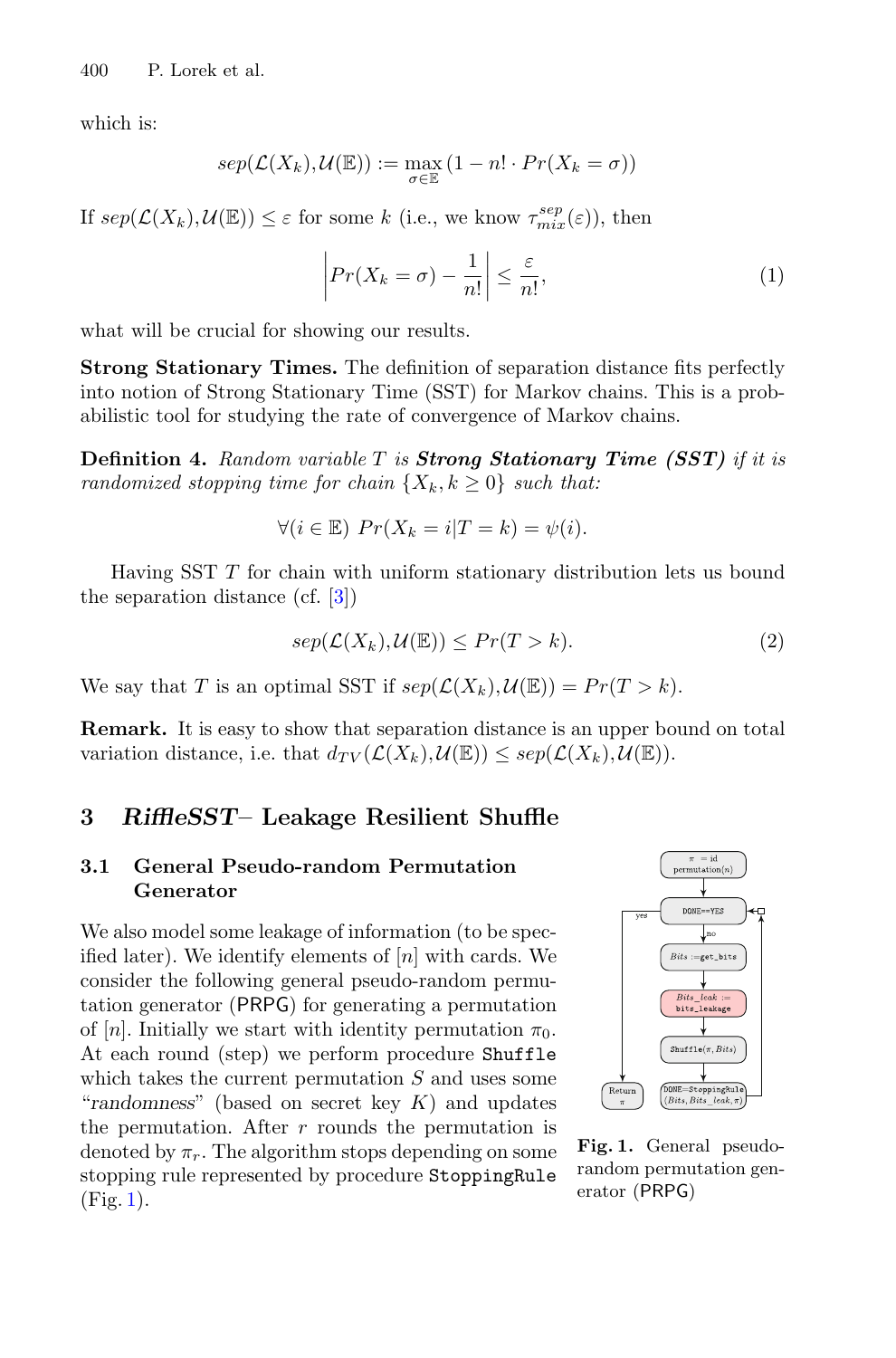which is:

$$sep(\mathcal{L}(X_k), \mathcal{U}(\mathbb{E})) := \max_{\sigma \in \mathbb{E}} (1 - n! \cdot Pr(X_k = \sigma))$$

If $sep(\mathcal{L}(X_k), \mathcal{U}(\mathbb{E})) \leq \varepsilon$ for some $k$ (i.e., we know $\tau_{mix}^{sep}(\varepsilon)$), then

$$\left| Pr(X_k = \sigma) - \frac{1}{n!} \right| \leq \frac{\varepsilon}{n!}, \tag{1}$$

what will be crucial for showing our results.

**Strong Stationary Times.** The definition of separation distance fits perfectly into notion of Strong Stationary Time (SST) for Markov chains. This is a probabilistic tool for studying the rate of convergence of Markov chains.

**Definition 4.** *Random variable $T$ is* ***Strong Stationary Time (SST)*** *if it is randomized stopping time for chain $\{X_k, k \geq 0\}$ such that:*

$$\forall (i \in \mathbb{E}) \ Pr(X_k = i | T = k) = \psi(i).$$

Having SST $T$ for chain with uniform stationary distribution lets us bound the separation distance (cf. [3])

$$sep(\mathcal{L}(X_k), \mathcal{U}(\mathbb{E})) \leq Pr(T > k). \tag{2}$$

We say that $T$ is an optimal SST if $sep(\mathcal{L}(X_k), \mathcal{U}(\mathbb{E})) = Pr(T > k)$.

**Remark.** It is easy to show that separation distance is an upper bound on total variation distance, i.e. that $d_{TV}(\mathcal{L}(X_k), \mathcal{U}(\mathbb{E})) \leq sep(\mathcal{L}(X_k), \mathcal{U}(\mathbb{E}))$.

## 3 *RiffleSST*– Leakage Resilient Shuffle

### 3.1 General Pseudo-random Permutation Generator

We also model some leakage of information (to be specified later). We identify elements of $[n]$ with cards. We consider the following general pseudo-random permutation generator (PRPG) for generating a permutation of $[n]$. Initially we start with identity permutation $\pi_0$. At each round (step) we perform procedure Shuffle which takes the current permutation $S$ and uses some "randomness" (based on secret key $K$) and updates the permutation. After $r$ rounds the permutation is denoted by $\pi_r$. The algorithm stops depending on some stopping rule represented by procedure StoppingRule (Fig. 1).

**Fig. 1.** General pseudo-random permutation generator (PRPG)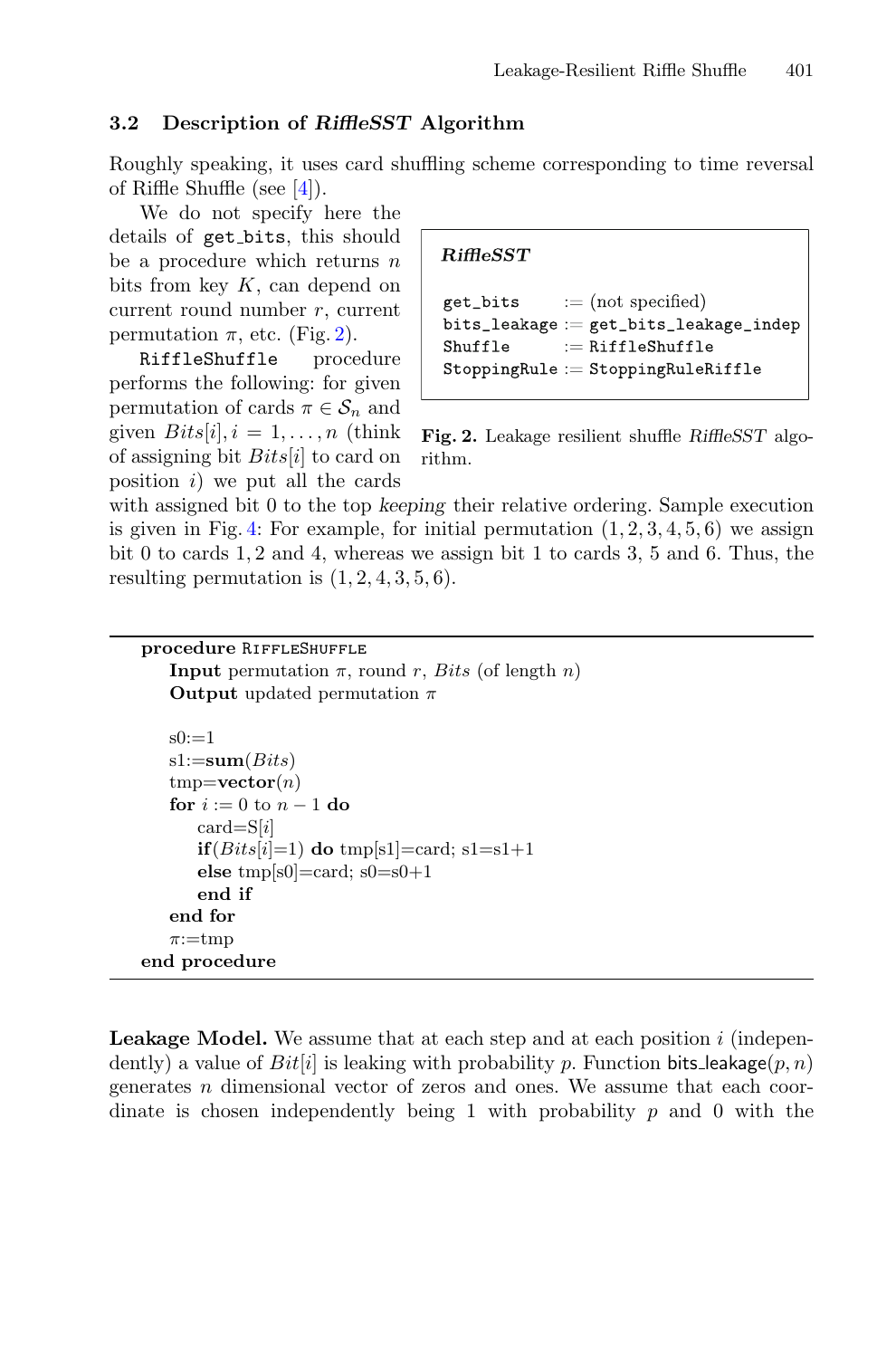### 3.2 Description of *RiffleSST* Algorithm

Roughly speaking, it uses card shuffling scheme corresponding to time reversal of Riffle Shuffle (see [4]).

We do not specify here the details of get_bits, this should be a procedure which returns $n$ bits from key $K$, can depend on current round number $r$, current permutation $\pi$, etc. (Fig. 2).

```
RiffleSST

get_bits      := (not specified)
bits_leakage  := get_bits_leakage_indep
Shuffle       := RiffleShuffle
StoppingRule  := StoppingRuleRiffle
```

**Fig. 2.** Leakage resilient shuffle *RiffleSST* algorithm.

RiffleShuffle procedure performs the following: for given permutation of cards $\pi \in \mathcal{S}_n$ and given $Bits[i], i = 1, \ldots, n$ (think of assigning bit $Bits[i]$ to card on position $i$) we put all the cards with assigned bit 0 to the top *keeping* their relative ordering. Sample execution is given in Fig. 4: For example, for initial permutation $(1, 2, 3, 4, 5, 6)$ we assign bit 0 to cards 1, 2 and 4, whereas we assign bit 1 to cards 3, 5 and 6. Thus, the resulting permutation is $(1, 2, 4, 3, 5, 6)$.

```
procedure RiffleShuffle
    Input permutation π, round r, Bits (of length n)
    Output updated permutation π

    s0:=1
    s1:=sum(Bits)
    tmp=vector(n)
    for i := 0 to n − 1 do
        card=S[i]
        if(Bits[i]=1) do tmp[s1]=card; s1=s1+1
        else tmp[s0]=card; s0=s0+1
        end if
    end for
    π:=tmp
end procedure
```

**Leakage Model.** We assume that at each step and at each position $i$ (independently) a value of $Bit[i]$ is leaking with probability $p$. Function bits_leakage$(p, n)$ generates $n$ dimensional vector of zeros and ones. We assume that each coordinate is chosen independently being 1 with probability $p$ and 0 with the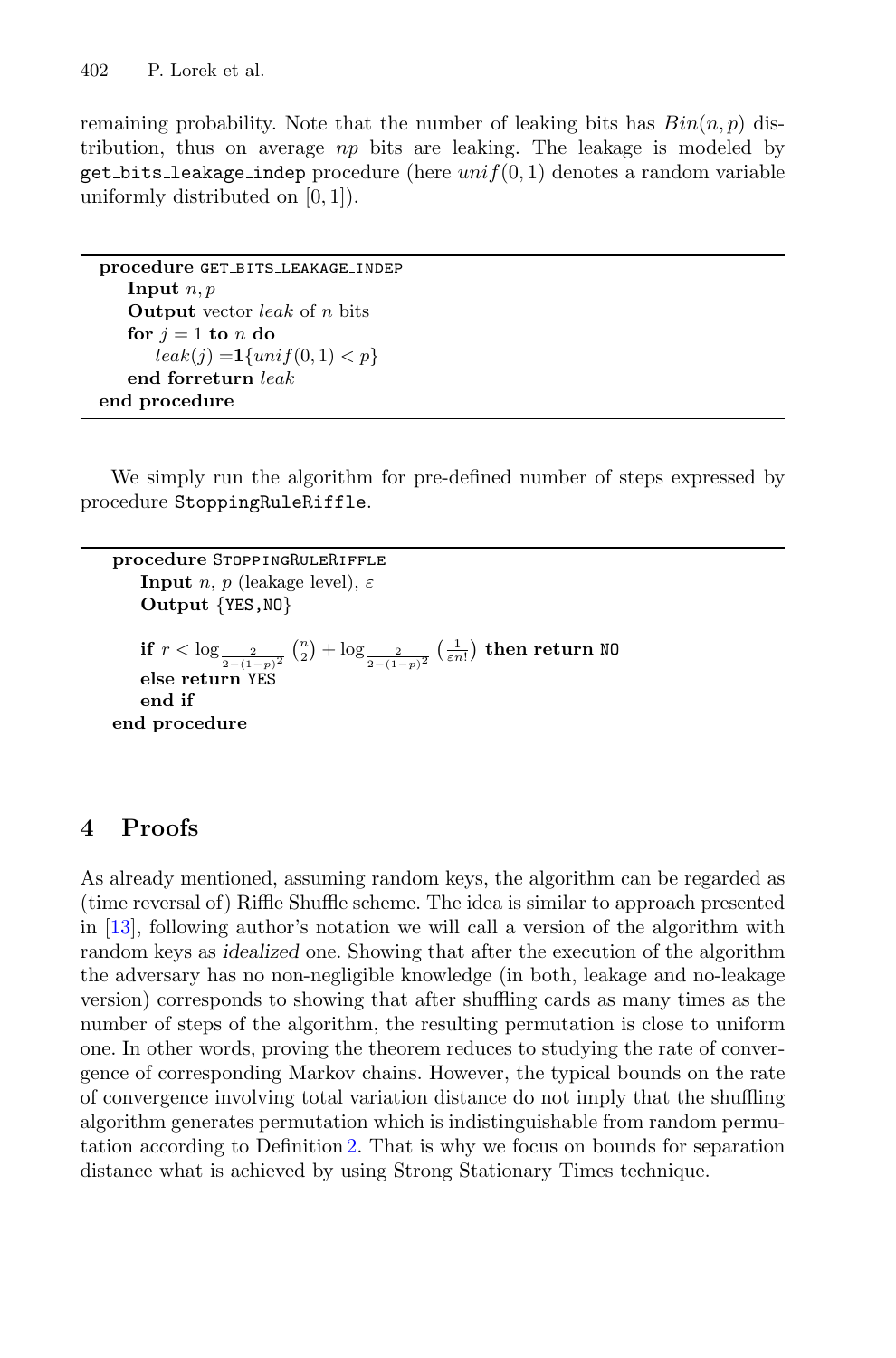remaining probability. Note that the number of leaking bits has $Bin(n, p)$ distribution, thus on average $np$ bits are leaking. The leakage is modeled by `get_bits_leakage_indep` procedure (here $unif(0, 1)$ denotes a random variable uniformly distributed on $[0, 1]$).

```
procedure GET_BITS_LEAKAGE_INDEP
    Input n, p
    Output vector leak of n bits
    for j = 1 to n do
        leak(j) = 1{unif(0,1) < p}
    end forreturn leak
end procedure
```

We simply run the algorithm for pre-defined number of steps expressed by procedure `StoppingRuleRiffle`.

```
procedure STOPPINGRULERIFFLE
    Input n, p (leakage level), ε
    Output {YES,NO}

    if r < log_{2/(2-(1-p)^2)} (n choose 2) + log_{2/(2-(1-p)^2)} (1/(ε n!)) then return NO
    else return YES
    end if
end procedure
```

where the condition reads $r < \log_{\frac{2}{2-(1-p)^2}} \binom{n}{2} + \log_{\frac{2}{2-(1-p)^2}} \left(\frac{1}{\varepsilon n!}\right)$.

## 4 Proofs

As already mentioned, assuming random keys, the algorithm can be regarded as (time reversal of) Riffle Shuffle scheme. The idea is similar to approach presented in [13], following author's notation we will call a version of the algorithm with random keys as *idealized* one. Showing that after the execution of the algorithm the adversary has no non-negligible knowledge (in both, leakage and no-leakage version) corresponds to showing that after shuffling cards as many times as the number of steps of the algorithm, the resulting permutation is close to uniform one. In other words, proving the theorem reduces to studying the rate of convergence of corresponding Markov chains. However, the typical bounds on the rate of convergence involving total variation distance do not imply that the shuffling algorithm generates permutation which is indistinguishable from random permutation according to Definition 2. That is why we focus on bounds for separation distance what is achieved by using Strong Stationary Times technique.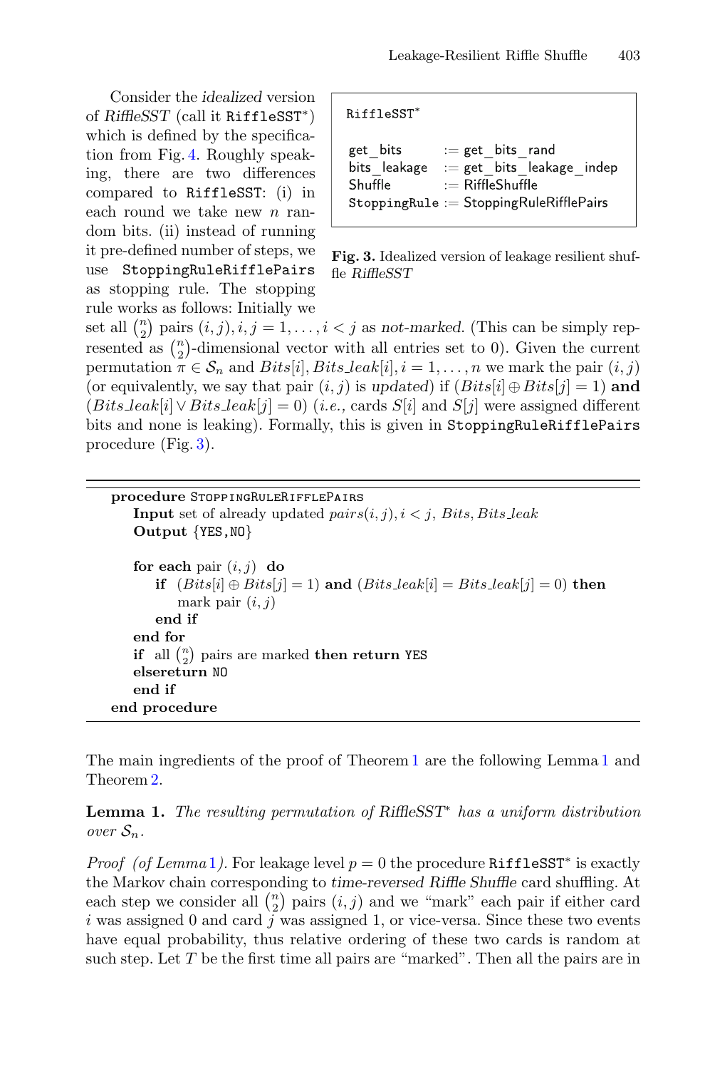Consider the *idealized* version of *RiffleSST* (call it RiffleSST*) which is defined by the specification from Fig. 4. Roughly speaking, there are two differences compared to RiffleSST: (i) in each round we take new $n$ random bits. (ii) instead of running it pre-defined number of steps, we use StoppingRuleRifflePairs as stopping rule. The stopping rule works as follows: Initially we set all $\binom{n}{2}$ pairs $(i,j), i,j = 1,\ldots,i<j$ as *not-marked*. (This can be simply represented as $\binom{n}{2}$-dimensional vector with all entries set to 0). Given the current permutation $\pi \in \mathcal{S}_n$ and $Bits[i], Bits\_leak[i], i=1,\ldots,n$ we mark the pair $(i,j)$ (or equivalently, we say that pair $(i,j)$ is *updated*) if $(Bits[i] \oplus Bits[j] = 1)$ **and** $(Bits\_leak[i] \vee Bits\_leak[j] = 0)$ (*i.e.,* cards $S[i]$ and $S[j]$ were assigned different bits and none is leaking). Formally, this is given in StoppingRuleRifflePairs procedure (Fig. 3).

```
RiffleSST*

get_bits      := get_bits_rand
bits_leakage  := get_bits_leakage_indep
Shuffle       := RiffleShuffle
StoppingRule  := StoppingRuleRifflePairs
```

**Fig. 3.** Idealized version of leakage resilient shuffle *RiffleSST*

```
procedure StoppingRuleRifflePairs
    Input set of already updated pairs(i, j), i < j, Bits, Bits_leak
    Output {YES,NO}

    for each pair (i, j) do
        if (Bits[i] ⊕ Bits[j] = 1) and (Bits_leak[i] = Bits_leak[j] = 0) then
            mark pair (i, j)
        end if
    end for
    if all (n choose 2) pairs are marked then return YES
    elsereturn NO
    end if
end procedure
```

The main ingredients of the proof of Theorem 1 are the following Lemma 1 and Theorem 2.

**Lemma 1.** *The resulting permutation of RiffleSST\* has a uniform distribution over $\mathcal{S}_n$.*

*Proof (of Lemma 1).* For leakage level $p = 0$ the procedure RiffleSST* is exactly the Markov chain corresponding to *time-reversed Riffle Shuffle* card shuffling. At each step we consider all $\binom{n}{2}$ pairs $(i,j)$ and we "mark" each pair if either card $i$ was assigned 0 and card $j$ was assigned 1, or vice-versa. Since these two events have equal probability, thus relative ordering of these two cards is random at such step. Let $T$ be the first time all pairs are "marked". Then all the pairs are in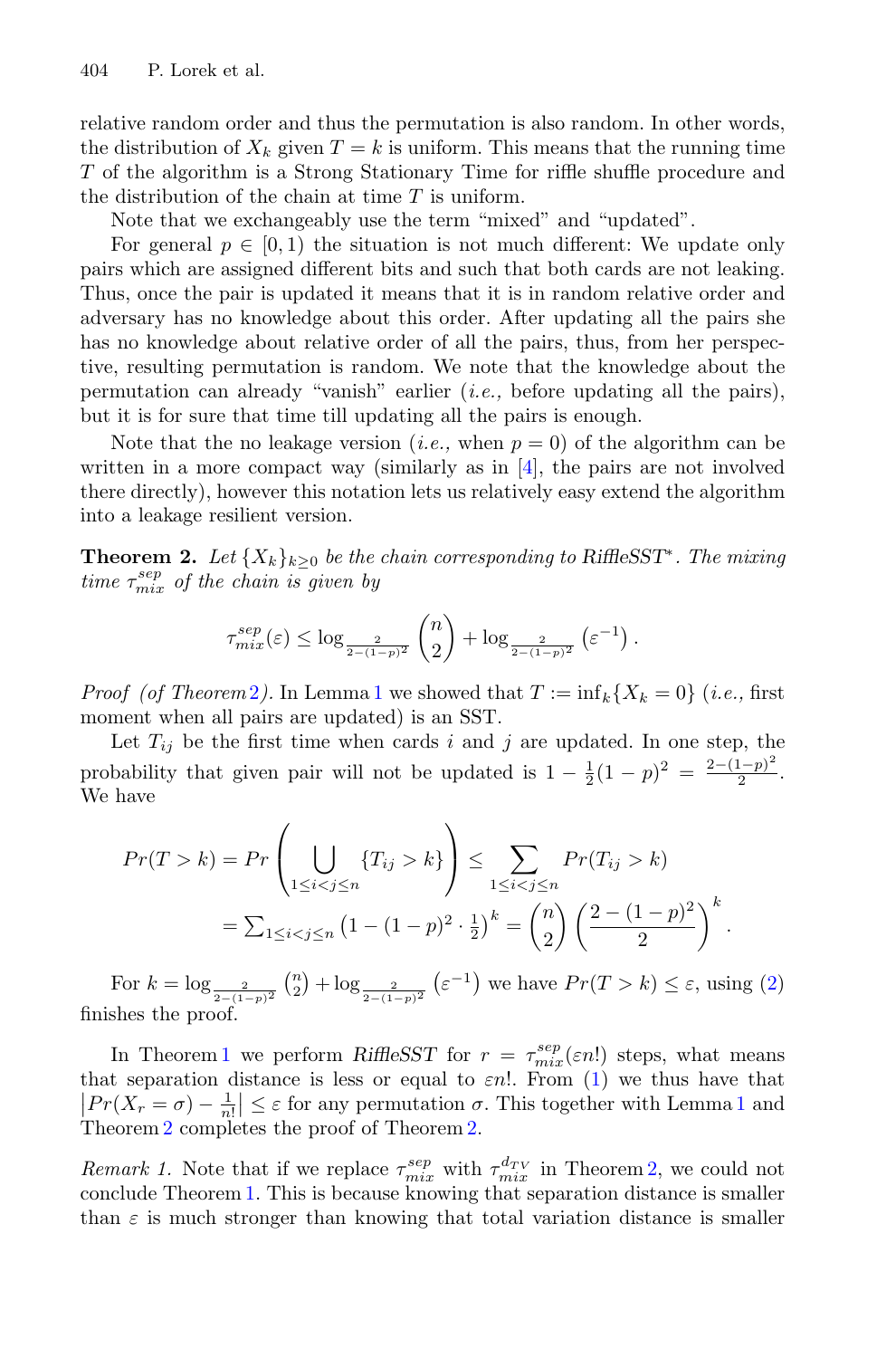relative random order and thus the permutation is also random. In other words, the distribution of $X_k$ given $T = k$ is uniform. This means that the running time $T$ of the algorithm is a Strong Stationary Time for riffle shuffle procedure and the distribution of the chain at time $T$ is uniform.

Note that we exchangeably use the term "mixed" and "updated".

For general $p \in [0, 1)$ the situation is not much different: We update only pairs which are assigned different bits and such that both cards are not leaking. Thus, once the pair is updated it means that it is in random relative order and adversary has no knowledge about this order. After updating all the pairs she has no knowledge about relative order of all the pairs, thus, from her perspective, resulting permutation is random. We note that the knowledge about the permutation can already "vanish" earlier (*i.e.,* before updating all the pairs), but it is for sure that time till updating all the pairs is enough.

Note that the no leakage version (*i.e.,* when $p = 0$) of the algorithm can be written in a more compact way (similarly as in [4], the pairs are not involved there directly), however this notation lets us relatively easy extend the algorithm into a leakage resilient version.

**Theorem 2.** *Let $\{X_k\}_{k\geq 0}$ be the chain corresponding to RiffleSST\*. The mixing time $\tau_{mix}^{sep}$ of the chain is given by*

$$\tau_{mix}^{sep}(\varepsilon) \leq \log_{\frac{2}{2-(1-p)^2}} \binom{n}{2} + \log_{\frac{2}{2-(1-p)^2}} \left(\varepsilon^{-1}\right).$$

*Proof (of Theorem 2).* In Lemma 1 we showed that $T := \inf_k\{X_k = 0\}$ (*i.e.,* first moment when all pairs are updated) is an SST.

Let $T_{ij}$ be the first time when cards $i$ and $j$ are updated. In one step, the probability that given pair will not be updated is $1 - \frac{1}{2}(1-p)^2 = \frac{2-(1-p)^2}{2}$. We have

$$\begin{aligned} Pr(T > k) = Pr\left(\bigcup_{1\leq i<j\leq n}\{T_{ij} > k\}\right) &\leq \sum_{1\leq i<j\leq n} Pr(T_{ij} > k) \\ &= \textstyle\sum_{1\leq i<j\leq n}\left(1 - (1-p)^2 \cdot \frac{1}{2}\right)^k = \binom{n}{2}\left(\frac{2-(1-p)^2}{2}\right)^k. \end{aligned}$$

For $k = \log_{\frac{2}{2-(1-p)^2}} \binom{n}{2} + \log_{\frac{2}{2-(1-p)^2}} \left(\varepsilon^{-1}\right)$ we have $Pr(T > k) \leq \varepsilon$, using (2) finishes the proof.

In Theorem 1 we perform *RiffleSST* for $r = \tau_{mix}^{sep}(\varepsilon n!)$ steps, what means that separation distance is less or equal to $\varepsilon n!$. From (1) we thus have that $\left|Pr(X_r = \sigma) - \frac{1}{n!}\right| \leq \varepsilon$ for any permutation $\sigma$. This together with Lemma 1 and Theorem 2 completes the proof of Theorem 2.

*Remark 1.* Note that if we replace $\tau_{mix}^{sep}$ with $\tau_{mix}^{d_{TV}}$ in Theorem 2, we could not conclude Theorem 1. This is because knowing that separation distance is smaller than $\varepsilon$ is much stronger than knowing that total variation distance is smaller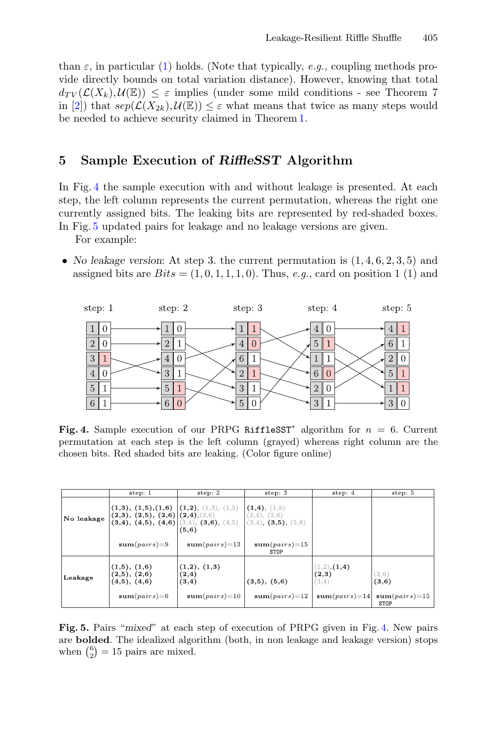than $\varepsilon$, in particular (1) holds. (Note that typically, *e.g.,* coupling methods provide directly bounds on total variation distance). However, knowing that total $d_{TV}(\mathcal{L}(X_k), \mathcal{U}(\mathbb{E})) \leq \varepsilon$ implies (under some mild conditions - see Theorem 7 in [2]) that $sep(\mathcal{L}(X_{2k}), \mathcal{U}(\mathbb{E})) \leq \varepsilon$ what means that twice as many steps would be needed to achieve security claimed in Theorem 1.

## 5 Sample Execution of *RiffleSST* Algorithm

In Fig. 4 the sample execution with and without leakage is presented. At each step, the left column represents the current permutation, whereas the right one currently assigned bits. The leaking bits are represented by red-shaded boxes. In Fig. 5 updated pairs for leakage and no leakage versions are given.

For example:

- *No leakage version*: At step 3. the current permutation is $(1, 4, 6, 2, 3, 5)$ and assigned bits are $Bits = (1, 0, 1, 1, 1, 0)$. Thus, *e.g.,* card on position 1 (1) and

| step: 1 | step: 2 | step: 3 | step: 4 | step: 5 |
|---|---|---|---|---|
| 1 0 | 1 0 | 1 1 | 4 0 | 4 1 |
| 2 0 | 2 1 | 4 0 | 5 1 | 6 1 |
| 3 1 | 4 0 | 6 1 | 1 1 | 2 0 |
| 4 0 | 3 1 | 2 1 | 6 0 | 5 1 |
| 5 1 | 5 1 | 3 1 | 2 0 | 1 1 |
| 6 1 | 6 0 | 5 0 | 3 1 | 3 0 |

**Fig. 4.** Sample execution of our PRPG `RiffleSST*` algorithm for $n = 6$. Current permutation at each step is the left column (grayed) whereas right column are the chosen bits. Red shaded bits are leaking. (Color figure online)

| | step: 1 | step: 2 | step: 3 | step: 4 | step: 5 |
|---|---|---|---|---|---|
| No leakage | **(1,3)**, **(1,5)**, **(1,6)** **(2,3)**, **(2,5)**, **(2,6)** **(3,4)**, **(4,5)**, **(4,6)** <br> **sum**$(pairs)$=9 | **(1,2)**, (1,3), (1,5) **(2,4)**, (2,6) (3,4), **(3,6)**, (4,5) **(5,6)** <br> **sum**$(pairs)$=13 | **(1,4)**, (1,5) (2,4), (2,6) (3,4), **(3,5)**, (5,6) <br> **sum**$(pairs)$=15 STOP | | |
| Leakage | **(1,5)**, **(1,6)** **(2,5)**, **(2,6)** **(4,5)**, **(4,6)** <br> **sum**$(pairs)$=6 | **(1,2)**, **(1,3)** **(2,4)** **(3,4)** <br> **sum**$(pairs)$=10 | **(3,5)**, **(5,6)** <br> **sum**$(pairs)$=12 | (1,2), **(1,4)** **(2,3)** (3,4) <br> **sum**$(pairs)$=14 | (2,6) **(3,6)** <br> **sum**$(pairs)$=15 STOP |

**Fig. 5.** Pairs "*mixed*" at each step of execution of PRPG given in Fig. 4. New pairs are **bolded**. The idealized algorithm (both, in non leakage and leakage version) stops when $\binom{6}{2} = 15$ pairs are mixed.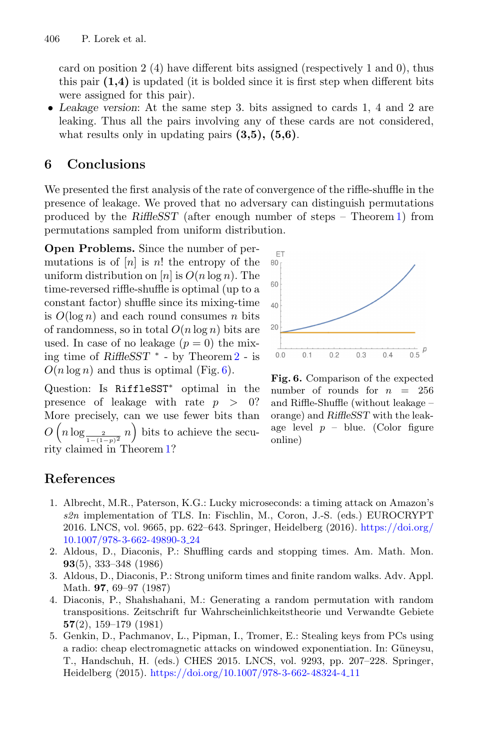card on position 2 (4) have different bits assigned (respectively 1 and 0), thus this pair **(1,4)** is updated (it is bolded since it is first step when different bits were assigned for this pair).

- *Leakage version*: At the same step 3. bits assigned to cards 1, 4 and 2 are leaking. Thus all the pairs involving any of these cards are not considered, what results only in updating pairs **(3,5), (5,6)**.

## 6 Conclusions

We presented the first analysis of the rate of convergence of the riffle-shuffle in the presence of leakage. We proved that no adversary can distinguish permutations produced by the *RiffleSST* (after enough number of steps – Theorem 1) from permutations sampled from uniform distribution.

**Open Problems.** Since the number of permutations is of $[n]$ is $n!$ the entropy of the uniform distribution on $[n]$ is $O(n \log n)$. The time-reversed riffle-shuffle is optimal (up to a constant factor) shuffle since its mixing-time is $O(\log n)$ and each round consumes $n$ bits of randomness, so in total $O(n \log n)$ bits are used. In case of no leakage ($p = 0$) the mixing time of *RiffleSST* $^*$ - by Theorem 2 - is $O(n \log n)$ and thus is optimal (Fig. 6).

Question: Is `RiffleSST`$^*$ optimal in the presence of leakage with rate $p > 0$? More precisely, can we use fewer bits than $O\left(n \log_{\frac{2}{1-(1-p)^2}} n\right)$ bits to achieve the security claimed in Theorem 1?

**Fig. 6.** Comparison of the expected number of rounds for $n = 256$ and Riffle-Shuffle (without leakage – orange) and *RiffleSST* with the leakage level $p$ – blue. (Color figure online)

## References

1. Albrecht, M.R., Paterson, K.G.: Lucky microseconds: a timing attack on Amazon's *s2n* implementation of TLS. In: Fischlin, M., Coron, J.-S. (eds.) EUROCRYPT 2016. LNCS, vol. 9665, pp. 622–643. Springer, Heidelberg (2016). https://doi.org/10.1007/978-3-662-49890-3_24
2. Aldous, D., Diaconis, P.: Shuffling cards and stopping times. Am. Math. Mon. **93**(5), 333–348 (1986)
3. Aldous, D., Diaconis, P.: Strong uniform times and finite random walks. Adv. Appl. Math. **97**, 69–97 (1987)
4. Diaconis, P., Shahshahani, M.: Generating a random permutation with random transpositions. Zeitschrift fur Wahrscheinlichkeitstheorie und Verwandte Gebiete **57**(2), 159–179 (1981)
5. Genkin, D., Pachmanov, L., Pipman, I., Tromer, E.: Stealing keys from PCs using a radio: cheap electromagnetic attacks on windowed exponentiation. In: Güneysu, T., Handschuh, H. (eds.) CHES 2015. LNCS, vol. 9293, pp. 207–228. Springer, Heidelberg (2015). https://doi.org/10.1007/978-3-662-48324-4_11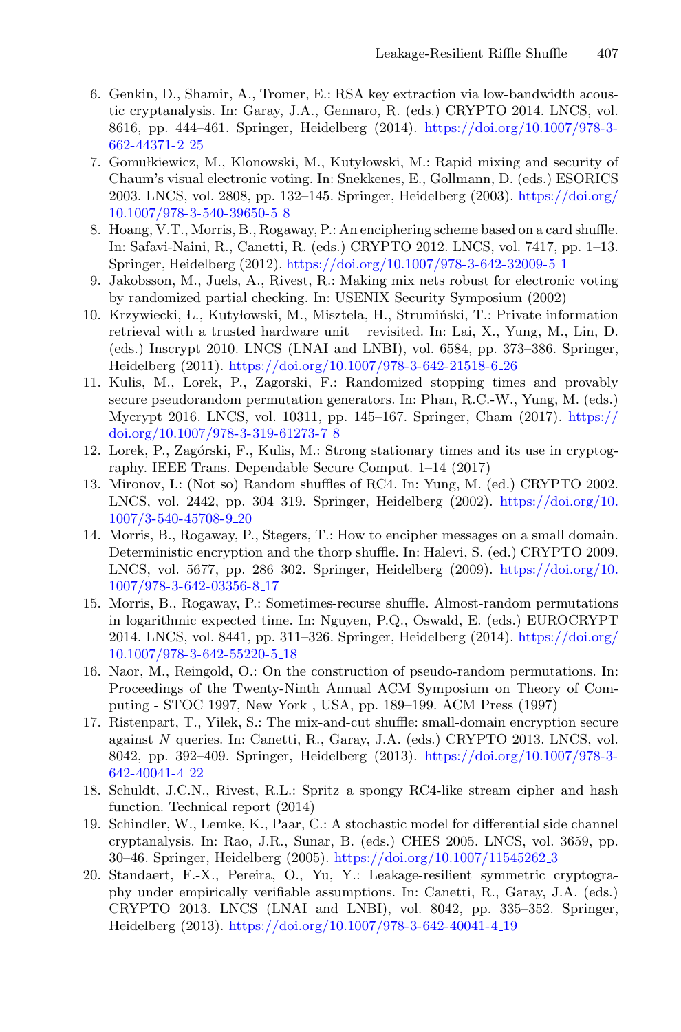6. Genkin, D., Shamir, A., Tromer, E.: RSA key extraction via low-bandwidth acoustic cryptanalysis. In: Garay, J.A., Gennaro, R. (eds.) CRYPTO 2014. LNCS, vol. 8616, pp. 444–461. Springer, Heidelberg (2014). https://doi.org/10.1007/978-3-662-44371-2_25
7. Gomułkiewicz, M., Klonowski, M., Kutyłowski, M.: Rapid mixing and security of Chaum's visual electronic voting. In: Snekkenes, E., Gollmann, D. (eds.) ESORICS 2003. LNCS, vol. 2808, pp. 132–145. Springer, Heidelberg (2003). https://doi.org/10.1007/978-3-540-39650-5_8
8. Hoang, V.T., Morris, B., Rogaway, P.: An enciphering scheme based on a card shuffle. In: Safavi-Naini, R., Canetti, R. (eds.) CRYPTO 2012. LNCS, vol. 7417, pp. 1–13. Springer, Heidelberg (2012). https://doi.org/10.1007/978-3-642-32009-5_1
9. Jakobsson, M., Juels, A., Rivest, R.: Making mix nets robust for electronic voting by randomized partial checking. In: USENIX Security Symposium (2002)
10. Krzywiecki, Ł., Kutyłowski, M., Misztela, H., Strumiński, T.: Private information retrieval with a trusted hardware unit – revisited. In: Lai, X., Yung, M., Lin, D. (eds.) Inscrypt 2010. LNCS (LNAI and LNBI), vol. 6584, pp. 373–386. Springer, Heidelberg (2011). https://doi.org/10.1007/978-3-642-21518-6_26
11. Kulis, M., Lorek, P., Zagorski, F.: Randomized stopping times and provably secure pseudorandom permutation generators. In: Phan, R.C.-W., Yung, M. (eds.) Mycrypt 2016. LNCS, vol. 10311, pp. 145–167. Springer, Cham (2017). https://doi.org/10.1007/978-3-319-61273-7_8
12. Lorek, P., Zagórski, F., Kulis, M.: Strong stationary times and its use in cryptography. IEEE Trans. Dependable Secure Comput. 1–14 (2017)
13. Mironov, I.: (Not so) Random shuffles of RC4. In: Yung, M. (ed.) CRYPTO 2002. LNCS, vol. 2442, pp. 304–319. Springer, Heidelberg (2002). https://doi.org/10.1007/3-540-45708-9_20
14. Morris, B., Rogaway, P., Stegers, T.: How to encipher messages on a small domain. Deterministic encryption and the thorp shuffle. In: Halevi, S. (ed.) CRYPTO 2009. LNCS, vol. 5677, pp. 286–302. Springer, Heidelberg (2009). https://doi.org/10.1007/978-3-642-03356-8_17
15. Morris, B., Rogaway, P.: Sometimes-recurse shuffle. Almost-random permutations in logarithmic expected time. In: Nguyen, P.Q., Oswald, E. (eds.) EUROCRYPT 2014. LNCS, vol. 8441, pp. 311–326. Springer, Heidelberg (2014). https://doi.org/10.1007/978-3-642-55220-5_18
16. Naor, M., Reingold, O.: On the construction of pseudo-random permutations. In: Proceedings of the Twenty-Ninth Annual ACM Symposium on Theory of Computing - STOC 1997, New York , USA, pp. 189–199. ACM Press (1997)
17. Ristenpart, T., Yilek, S.: The mix-and-cut shuffle: small-domain encryption secure against $N$ queries. In: Canetti, R., Garay, J.A. (eds.) CRYPTO 2013. LNCS, vol. 8042, pp. 392–409. Springer, Heidelberg (2013). https://doi.org/10.1007/978-3-642-40041-4_22
18. Schuldt, J.C.N., Rivest, R.L.: Spritz–a spongy RC4-like stream cipher and hash function. Technical report (2014)
19. Schindler, W., Lemke, K., Paar, C.: A stochastic model for differential side channel cryptanalysis. In: Rao, J.R., Sunar, B. (eds.) CHES 2005. LNCS, vol. 3659, pp. 30–46. Springer, Heidelberg (2005). https://doi.org/10.1007/11545262_3
20. Standaert, F.-X., Pereira, O., Yu, Y.: Leakage-resilient symmetric cryptography under empirically verifiable assumptions. In: Canetti, R., Garay, J.A. (eds.) CRYPTO 2013. LNCS (LNAI and LNBI), vol. 8042, pp. 335–352. Springer, Heidelberg (2013). https://doi.org/10.1007/978-3-642-40041-4_19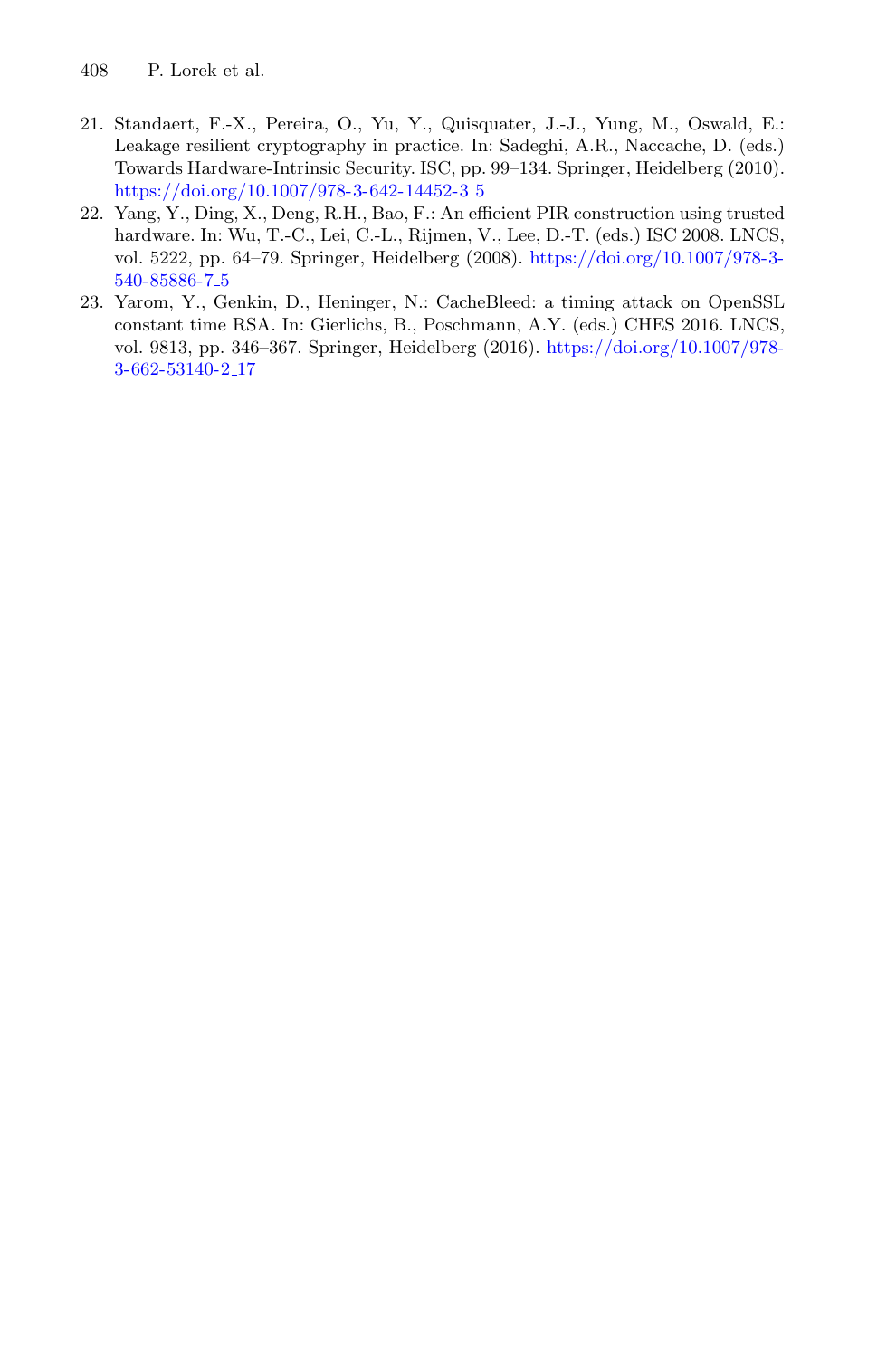21. Standaert, F.-X., Pereira, O., Yu, Y., Quisquater, J.-J., Yung, M., Oswald, E.: Leakage resilient cryptography in practice. In: Sadeghi, A.R., Naccache, D. (eds.) Towards Hardware-Intrinsic Security. ISC, pp. 99–134. Springer, Heidelberg (2010). https://doi.org/10.1007/978-3-642-14452-3_5
22. Yang, Y., Ding, X., Deng, R.H., Bao, F.: An efficient PIR construction using trusted hardware. In: Wu, T.-C., Lei, C.-L., Rijmen, V., Lee, D.-T. (eds.) ISC 2008. LNCS, vol. 5222, pp. 64–79. Springer, Heidelberg (2008). https://doi.org/10.1007/978-3-540-85886-7_5
23. Yarom, Y., Genkin, D., Heninger, N.: CacheBleed: a timing attack on OpenSSL constant time RSA. In: Gierlichs, B., Poschmann, A.Y. (eds.) CHES 2016. LNCS, vol. 9813, pp. 346–367. Springer, Heidelberg (2016). https://doi.org/10.1007/978-3-662-53140-2_17